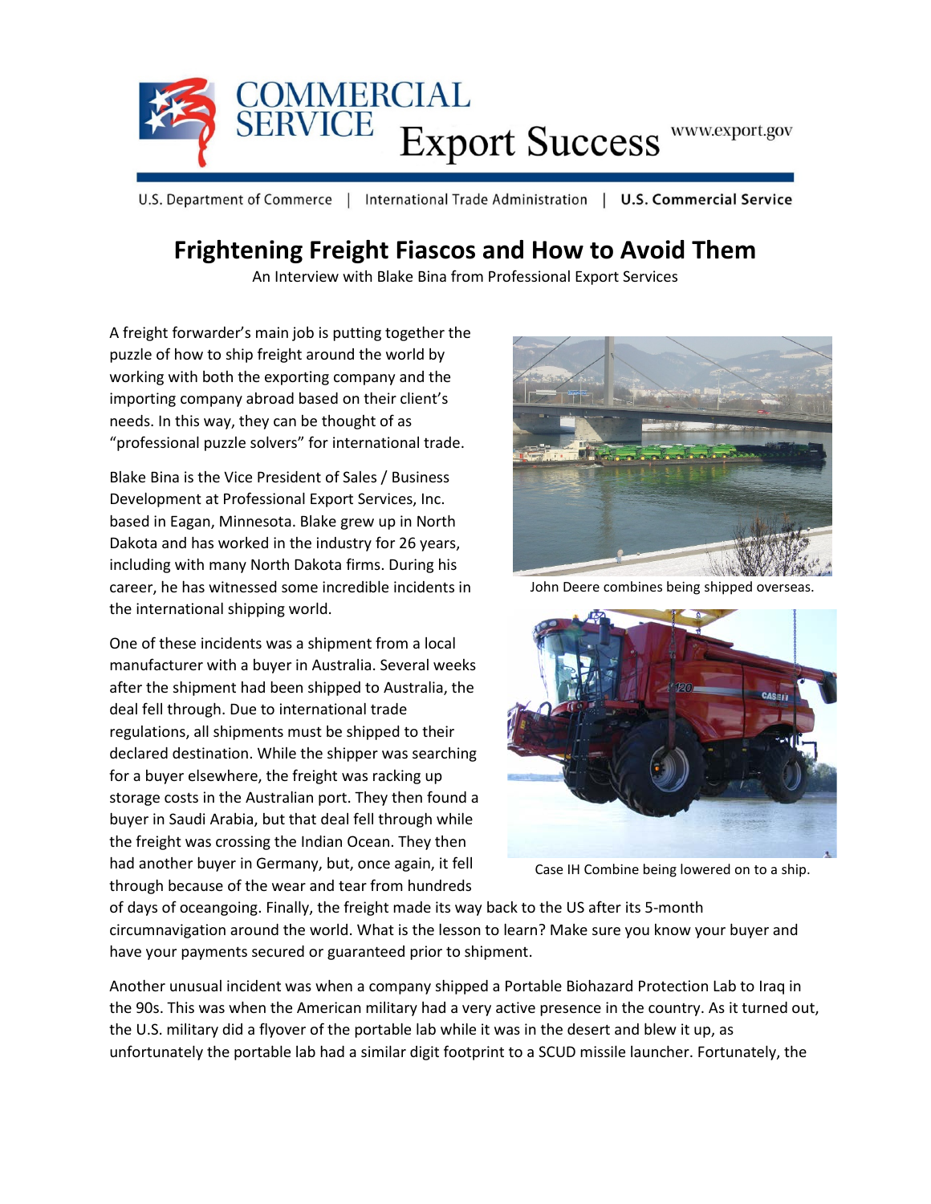# Frightening Freight Fiascos and How to Avoid Them

An Interview with Blake Bina from Professional Export Services

A freight forwarder's main job is putting together the puzzle of how to ship freight around the world by working with both the exporting company and the importing company abroad based on their client's needs. In this way, they can be thought of as "professional puzzle solvers" for international trade.

Blake Bina is the Vice President of Sales / Business Development at Professional Export Services, Inc. based in Eagan, Minnesota. Blake grew up in North Dakota and has worked in the industry for 26 years, including with many North Dakota firms. During his career, he has witnessed some incredible incidents in the international shipping world.

John Deere combines being shipped overseas.

Case IH Combine being lowered on to a ship.

One of these incidents was a shipment from a local manufacturer with a buyer in Australia. Several weeks after the shipment had been shipped to Australia, the deal fell through. Due to international trade regulations, all shipments must be shipped to their declared destination. While the shipper was searching for a buyer elsewhere, the freight was racking up storage costs in the Australian port. They then found a buyer in Saudi Arabia, but that deal fell through while the freight was crossing the Indian Ocean. They then had another buyer in Germany, but, once again, it fell through because of the wear and tear from hundreds of days of oceangoing. Finally, the freight made its way back to the US after its 5-month circumnavigation around the world. What is the lesson to learn? Make sure you know your buyer and have your payments secured or guaranteed prior to shipment.

Another unusual incident was when a company shipped a Portable Biohazard Protection Lab to Iraq in the 90s. This was when the American military had a very active presence in the country. As it turned out, the U.S. military did a flyover of the portable lab while it was in the desert and blew it up, as unfortunately the portable lab had a similar digit footprint to a SCUD missile launcher. Fortunately, the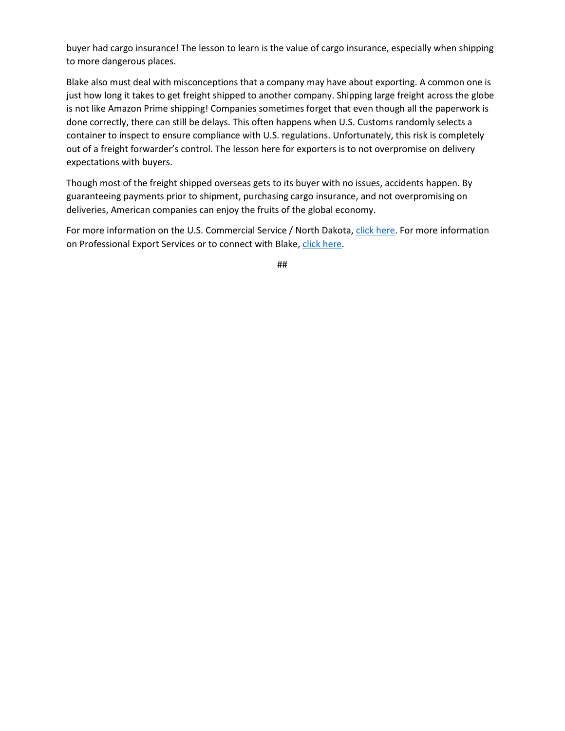buyer had cargo insurance! The lesson to learn is the value of cargo insurance, especially when shipping to more dangerous places.

Blake also must deal with misconceptions that a company may have about exporting. A common one is just how long it takes to get freight shipped to another company. Shipping large freight across the globe is not like Amazon Prime shipping! Companies sometimes forget that even though all the paperwork is done correctly, there can still be delays. This often happens when U.S. Customs randomly selects a container to inspect to ensure compliance with U.S. regulations. Unfortunately, this risk is completely out of a freight forwarder's control. The lesson here for exporters is to not overpromise on delivery expectations with buyers.

Though most of the freight shipped overseas gets to its buyer with no issues, accidents happen. By guaranteeing payments prior to shipment, purchasing cargo insurance, and not overpromising on deliveries, American companies can enjoy the fruits of the global economy.

For more information on the U.S. Commercial Service / North Dakota, click here. For more information on Professional Export Services or to connect with Blake, click here.

##